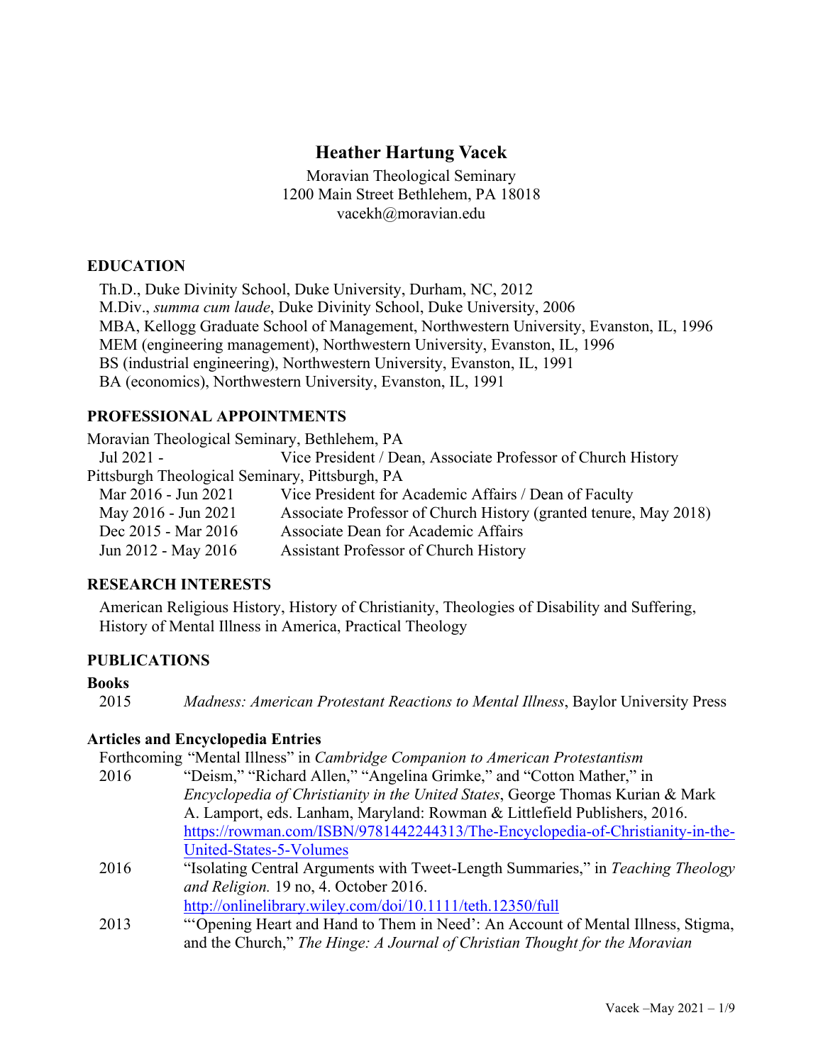# Heather Hartung Vacek

Moravian Theological Seminary
1200 Main Street Bethlehem, PA 18018
vacekh@moravian.edu

## EDUCATION

Th.D., Duke Divinity School, Duke University, Durham, NC, 2012
M.Div., *summa cum laude*, Duke Divinity School, Duke University, 2006
MBA, Kellogg Graduate School of Management, Northwestern University, Evanston, IL, 1996
MEM (engineering management), Northwestern University, Evanston, IL, 1996
BS (industrial engineering), Northwestern University, Evanston, IL, 1991
BA (economics), Northwestern University, Evanston, IL, 1991

## PROFESSIONAL APPOINTMENTS

Moravian Theological Seminary, Bethlehem, PA

| | |
|---|---|
| Jul 2021 - | Vice President / Dean, Associate Professor of Church History |

Pittsburgh Theological Seminary, Pittsburgh, PA

| | |
|---|---|
| Mar 2016 - Jun 2021 | Vice President for Academic Affairs / Dean of Faculty |
| May 2016 - Jun 2021 | Associate Professor of Church History (granted tenure, May 2018) |
| Dec 2015 - Mar 2016 | Associate Dean for Academic Affairs |
| Jun 2012 - May 2016 | Assistant Professor of Church History |

## RESEARCH INTERESTS

American Religious History, History of Christianity, Theologies of Disability and Suffering, History of Mental Illness in America, Practical Theology

## PUBLICATIONS

### Books

2015 *Madness: American Protestant Reactions to Mental Illness*, Baylor University Press

### Articles and Encyclopedia Entries

Forthcoming "Mental Illness" in *Cambridge Companion to American Protestantism*

2016 "Deism," "Richard Allen," "Angelina Grimke," and "Cotton Mather," in *Encyclopedia of Christianity in the United States*, George Thomas Kurian & Mark A. Lamport, eds. Lanham, Maryland: Rowman & Littlefield Publishers, 2016. https://rowman.com/ISBN/9781442244313/The-Encyclopedia-of-Christianity-in-the-United-States-5-Volumes

2016 "Isolating Central Arguments with Tweet-Length Summaries," in *Teaching Theology and Religion.* 19 no, 4. October 2016. http://onlinelibrary.wiley.com/doi/10.1111/teth.12350/full

2013 "'Opening Heart and Hand to Them in Need': An Account of Mental Illness, Stigma, and the Church," *The Hinge: A Journal of Christian Thought for the Moravian*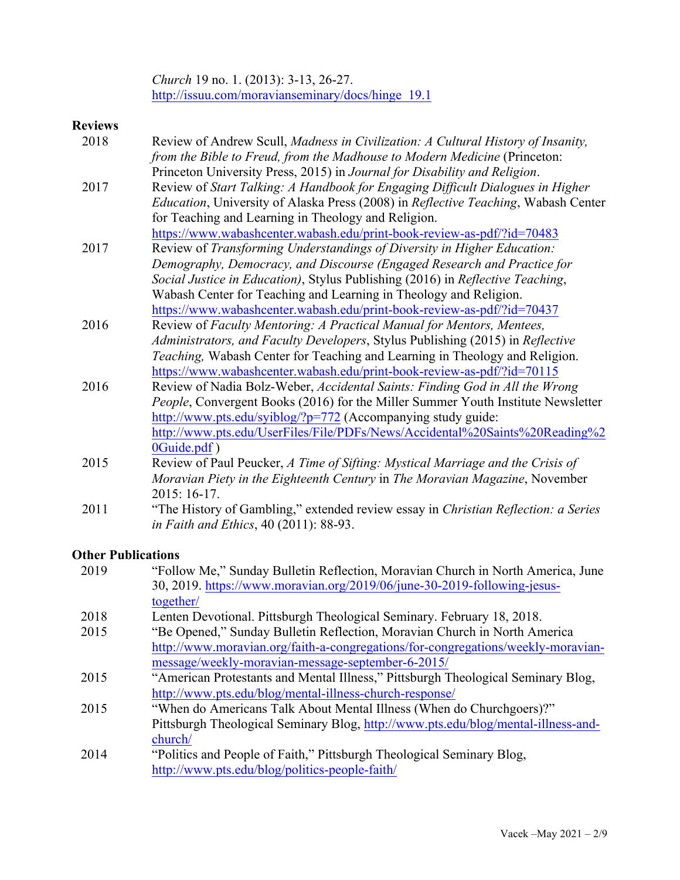*Church* 19 no. 1. (2013): 3-13, 26-27.
http://issuu.com/moravianseminary/docs/hinge_19.1

**Reviews**

2018 Review of Andrew Scull, *Madness in Civilization: A Cultural History of Insanity, from the Bible to Freud, from the Madhouse to Modern Medicine* (Princeton: Princeton University Press, 2015) in *Journal for Disability and Religion*.

2017 Review of *Start Talking: A Handbook for Engaging Difficult Dialogues in Higher Education*, University of Alaska Press (2008) in *Reflective Teaching*, Wabash Center for Teaching and Learning in Theology and Religion.
https://www.wabashcenter.wabash.edu/print-book-review-as-pdf/?id=70483

2017 Review of *Transforming Understandings of Diversity in Higher Education: Demography, Democracy, and Discourse (Engaged Research and Practice for Social Justice in Education)*, Stylus Publishing (2016) in *Reflective Teaching*, Wabash Center for Teaching and Learning in Theology and Religion.
https://www.wabashcenter.wabash.edu/print-book-review-as-pdf/?id=70437

2016 Review of *Faculty Mentoring: A Practical Manual for Mentors, Mentees, Administrators, and Faculty Developers*, Stylus Publishing (2015) in *Reflective Teaching,* Wabash Center for Teaching and Learning in Theology and Religion.
https://www.wabashcenter.wabash.edu/print-book-review-as-pdf/?id=70115

2016 Review of Nadia Bolz-Weber, *Accidental Saints: Finding God in All the Wrong People*, Convergent Books (2016) for the Miller Summer Youth Institute Newsletter http://www.pts.edu/syiblog/?p=772 (Accompanying study guide: http://www.pts.edu/UserFiles/File/PDFs/News/Accidental%20Saints%20Reading%20Guide.pdf )

2015 Review of Paul Peucker, *A Time of Sifting: Mystical Marriage and the Crisis of Moravian Piety in the Eighteenth Century* in *The Moravian Magazine*, November 2015: 16-17.

2011 "The History of Gambling," extended review essay in *Christian Reflection: a Series in Faith and Ethics*, 40 (2011): 88-93.

**Other Publications**

2019 "Follow Me," Sunday Bulletin Reflection, Moravian Church in North America, June 30, 2019. https://www.moravian.org/2019/06/june-30-2019-following-jesus-together/

2018 Lenten Devotional. Pittsburgh Theological Seminary. February 18, 2018.

2015 "Be Opened," Sunday Bulletin Reflection, Moravian Church in North America http://www.moravian.org/faith-a-congregations/for-congregations/weekly-moravian-message/weekly-moravian-message-september-6-2015/

2015 "American Protestants and Mental Illness," Pittsburgh Theological Seminary Blog, http://www.pts.edu/blog/mental-illness-church-response/

2015 "When do Americans Talk About Mental Illness (When do Churchgoers)?" Pittsburgh Theological Seminary Blog, http://www.pts.edu/blog/mental-illness-and-church/

2014 "Politics and People of Faith," Pittsburgh Theological Seminary Blog, http://www.pts.edu/blog/politics-people-faith/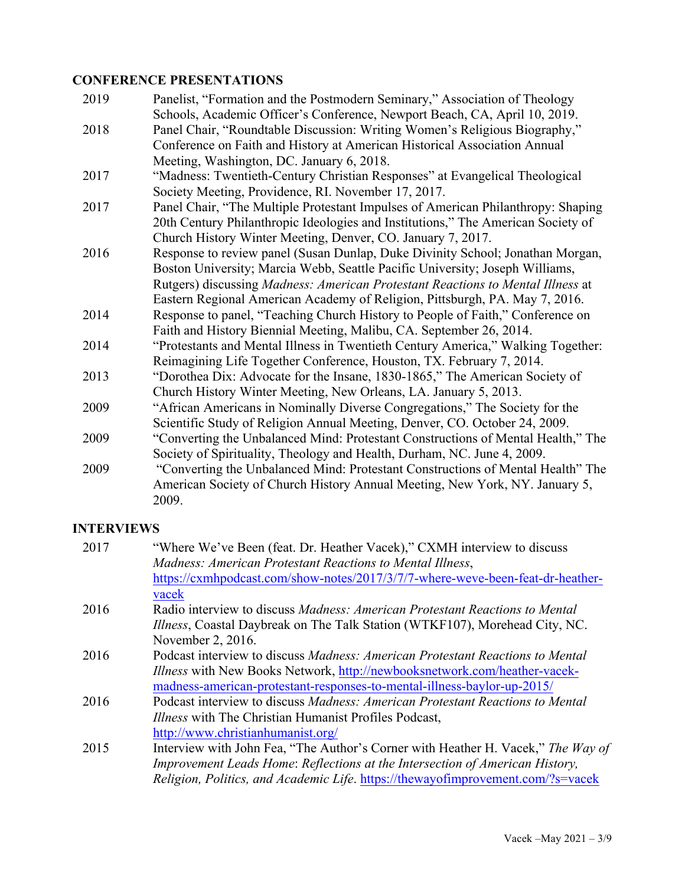## CONFERENCE PRESENTATIONS

2019 Panelist, "Formation and the Postmodern Seminary," Association of Theology Schools, Academic Officer's Conference, Newport Beach, CA, April 10, 2019.

2018 Panel Chair, "Roundtable Discussion: Writing Women's Religious Biography," Conference on Faith and History at American Historical Association Annual Meeting, Washington, DC. January 6, 2018.

2017 "Madness: Twentieth-Century Christian Responses" at Evangelical Theological Society Meeting, Providence, RI. November 17, 2017.

2017 Panel Chair, "The Multiple Protestant Impulses of American Philanthropy: Shaping 20th Century Philanthropic Ideologies and Institutions," The American Society of Church History Winter Meeting, Denver, CO. January 7, 2017.

2016 Response to review panel (Susan Dunlap, Duke Divinity School; Jonathan Morgan, Boston University; Marcia Webb, Seattle Pacific University; Joseph Williams, Rutgers) discussing *Madness: American Protestant Reactions to Mental Illness* at Eastern Regional American Academy of Religion, Pittsburgh, PA. May 7, 2016.

2014 Response to panel, "Teaching Church History to People of Faith," Conference on Faith and History Biennial Meeting, Malibu, CA. September 26, 2014.

2014 "Protestants and Mental Illness in Twentieth Century America," Walking Together: Reimagining Life Together Conference, Houston, TX. February 7, 2014.

2013 "Dorothea Dix: Advocate for the Insane, 1830-1865," The American Society of Church History Winter Meeting, New Orleans, LA. January 5, 2013.

2009 "African Americans in Nominally Diverse Congregations," The Society for the Scientific Study of Religion Annual Meeting, Denver, CO. October 24, 2009.

2009 "Converting the Unbalanced Mind: Protestant Constructions of Mental Health," The Society of Spirituality, Theology and Health, Durham, NC. June 4, 2009.

2009 "Converting the Unbalanced Mind: Protestant Constructions of Mental Health" The American Society of Church History Annual Meeting, New York, NY. January 5, 2009.

## INTERVIEWS

2017 "Where We've Been (feat. Dr. Heather Vacek)," CXMH interview to discuss *Madness: American Protestant Reactions to Mental Illness*, https://cxmhpodcast.com/show-notes/2017/3/7/7-where-weve-been-feat-dr-heather-vacek

2016 Radio interview to discuss *Madness: American Protestant Reactions to Mental Illness*, Coastal Daybreak on The Talk Station (WTKF107), Morehead City, NC. November 2, 2016.

2016 Podcast interview to discuss *Madness: American Protestant Reactions to Mental Illness* with New Books Network, http://newbooksnetwork.com/heather-vacek-madness-american-protestant-responses-to-mental-illness-baylor-up-2015/

2016 Podcast interview to discuss *Madness: American Protestant Reactions to Mental Illness* with The Christian Humanist Profiles Podcast, http://www.christianhumanist.org/

2015 Interview with John Fea, "The Author's Corner with Heather H. Vacek," *The Way of Improvement Leads Home*: *Reflections at the Intersection of American History, Religion, Politics, and Academic Life*. https://thewayofimprovement.com/?s=vacek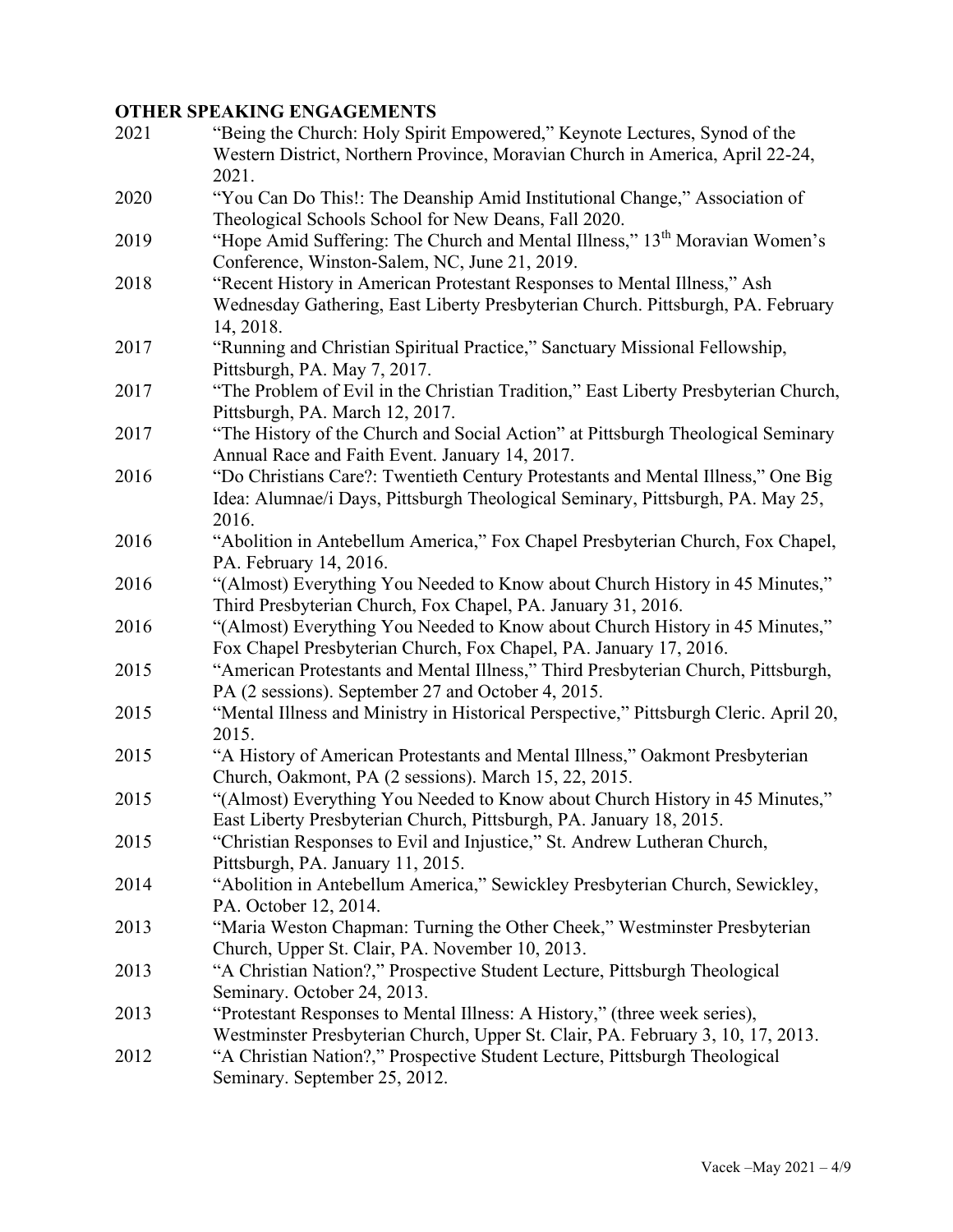## OTHER SPEAKING ENGAGEMENTS

2021 "Being the Church: Holy Spirit Empowered," Keynote Lectures, Synod of the Western District, Northern Province, Moravian Church in America, April 22-24, 2021.

2020 "You Can Do This!: The Deanship Amid Institutional Change," Association of Theological Schools School for New Deans, Fall 2020.

2019 "Hope Amid Suffering: The Church and Mental Illness," 13th Moravian Women's Conference, Winston-Salem, NC, June 21, 2019.

2018 "Recent History in American Protestant Responses to Mental Illness," Ash Wednesday Gathering, East Liberty Presbyterian Church. Pittsburgh, PA. February 14, 2018.

2017 "Running and Christian Spiritual Practice," Sanctuary Missional Fellowship, Pittsburgh, PA. May 7, 2017.

2017 "The Problem of Evil in the Christian Tradition," East Liberty Presbyterian Church, Pittsburgh, PA. March 12, 2017.

2017 "The History of the Church and Social Action" at Pittsburgh Theological Seminary Annual Race and Faith Event. January 14, 2017.

2016 "Do Christians Care?: Twentieth Century Protestants and Mental Illness," One Big Idea: Alumnae/i Days, Pittsburgh Theological Seminary, Pittsburgh, PA. May 25, 2016.

2016 "Abolition in Antebellum America," Fox Chapel Presbyterian Church, Fox Chapel, PA. February 14, 2016.

2016 "(Almost) Everything You Needed to Know about Church History in 45 Minutes," Third Presbyterian Church, Fox Chapel, PA. January 31, 2016.

2016 "(Almost) Everything You Needed to Know about Church History in 45 Minutes," Fox Chapel Presbyterian Church, Fox Chapel, PA. January 17, 2016.

2015 "American Protestants and Mental Illness," Third Presbyterian Church, Pittsburgh, PA (2 sessions). September 27 and October 4, 2015.

2015 "Mental Illness and Ministry in Historical Perspective," Pittsburgh Cleric. April 20, 2015.

2015 "A History of American Protestants and Mental Illness," Oakmont Presbyterian Church, Oakmont, PA (2 sessions). March 15, 22, 2015.

2015 "(Almost) Everything You Needed to Know about Church History in 45 Minutes," East Liberty Presbyterian Church, Pittsburgh, PA. January 18, 2015.

2015 "Christian Responses to Evil and Injustice," St. Andrew Lutheran Church, Pittsburgh, PA. January 11, 2015.

2014 "Abolition in Antebellum America," Sewickley Presbyterian Church, Sewickley, PA. October 12, 2014.

2013 "Maria Weston Chapman: Turning the Other Cheek," Westminster Presbyterian Church, Upper St. Clair, PA. November 10, 2013.

2013 "A Christian Nation?," Prospective Student Lecture, Pittsburgh Theological Seminary. October 24, 2013.

2013 "Protestant Responses to Mental Illness: A History," (three week series), Westminster Presbyterian Church, Upper St. Clair, PA. February 3, 10, 17, 2013.

2012 "A Christian Nation?," Prospective Student Lecture, Pittsburgh Theological Seminary. September 25, 2012.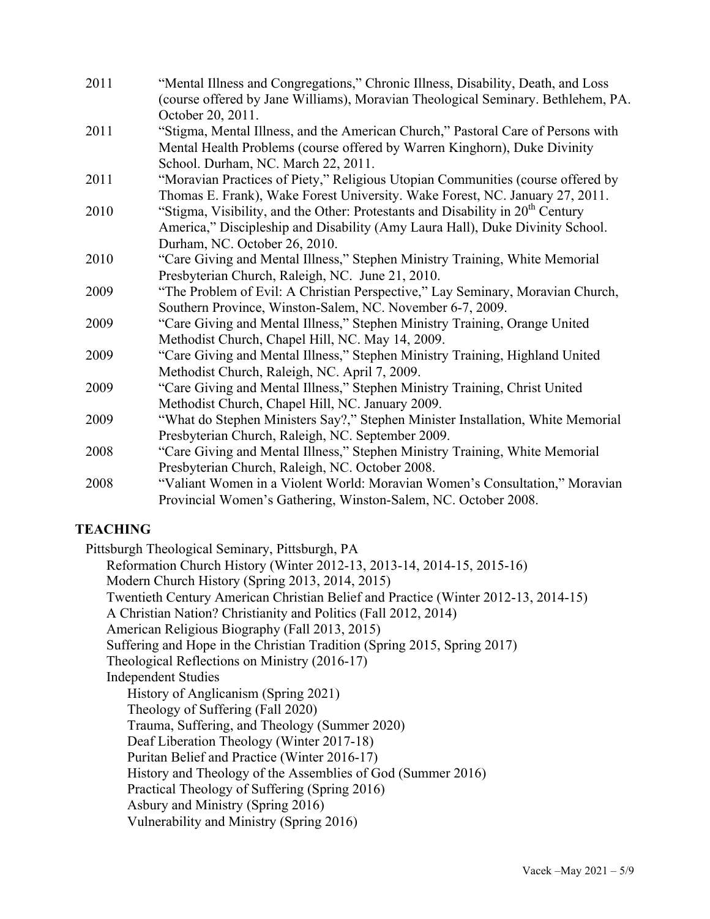| | |
|---|---|
| 2011 | "Mental Illness and Congregations," Chronic Illness, Disability, Death, and Loss (course offered by Jane Williams), Moravian Theological Seminary. Bethlehem, PA. October 20, 2011. |
| 2011 | "Stigma, Mental Illness, and the American Church," Pastoral Care of Persons with Mental Health Problems (course offered by Warren Kinghorn), Duke Divinity School. Durham, NC. March 22, 2011. |
| 2011 | "Moravian Practices of Piety," Religious Utopian Communities (course offered by Thomas E. Frank), Wake Forest University. Wake Forest, NC. January 27, 2011. |
| 2010 | "Stigma, Visibility, and the Other: Protestants and Disability in 20th Century America," Discipleship and Disability (Amy Laura Hall), Duke Divinity School. Durham, NC. October 26, 2010. |
| 2010 | "Care Giving and Mental Illness," Stephen Ministry Training, White Memorial Presbyterian Church, Raleigh, NC. June 21, 2010. |
| 2009 | "The Problem of Evil: A Christian Perspective," Lay Seminary, Moravian Church, Southern Province, Winston-Salem, NC. November 6-7, 2009. |
| 2009 | "Care Giving and Mental Illness," Stephen Ministry Training, Orange United Methodist Church, Chapel Hill, NC. May 14, 2009. |
| 2009 | "Care Giving and Mental Illness," Stephen Ministry Training, Highland United Methodist Church, Raleigh, NC. April 7, 2009. |
| 2009 | "Care Giving and Mental Illness," Stephen Ministry Training, Christ United Methodist Church, Chapel Hill, NC. January 2009. |
| 2009 | "What do Stephen Ministers Say?," Stephen Minister Installation, White Memorial Presbyterian Church, Raleigh, NC. September 2009. |
| 2008 | "Care Giving and Mental Illness," Stephen Ministry Training, White Memorial Presbyterian Church, Raleigh, NC. October 2008. |
| 2008 | "Valiant Women in a Violent World: Moravian Women's Consultation," Moravian Provincial Women's Gathering, Winston-Salem, NC. October 2008. |

## TEACHING

Pittsburgh Theological Seminary, Pittsburgh, PA

- Reformation Church History (Winter 2012-13, 2013-14, 2014-15, 2015-16)
- Modern Church History (Spring 2013, 2014, 2015)
- Twentieth Century American Christian Belief and Practice (Winter 2012-13, 2014-15)
- A Christian Nation? Christianity and Politics (Fall 2012, 2014)
- American Religious Biography (Fall 2013, 2015)
- Suffering and Hope in the Christian Tradition (Spring 2015, Spring 2017)
- Theological Reflections on Ministry (2016-17)
- Independent Studies
  - History of Anglicanism (Spring 2021)
  - Theology of Suffering (Fall 2020)
  - Trauma, Suffering, and Theology (Summer 2020)
  - Deaf Liberation Theology (Winter 2017-18)
  - Puritan Belief and Practice (Winter 2016-17)
  - History and Theology of the Assemblies of God (Summer 2016)
  - Practical Theology of Suffering (Spring 2016)
  - Asbury and Ministry (Spring 2016)
  - Vulnerability and Ministry (Spring 2016)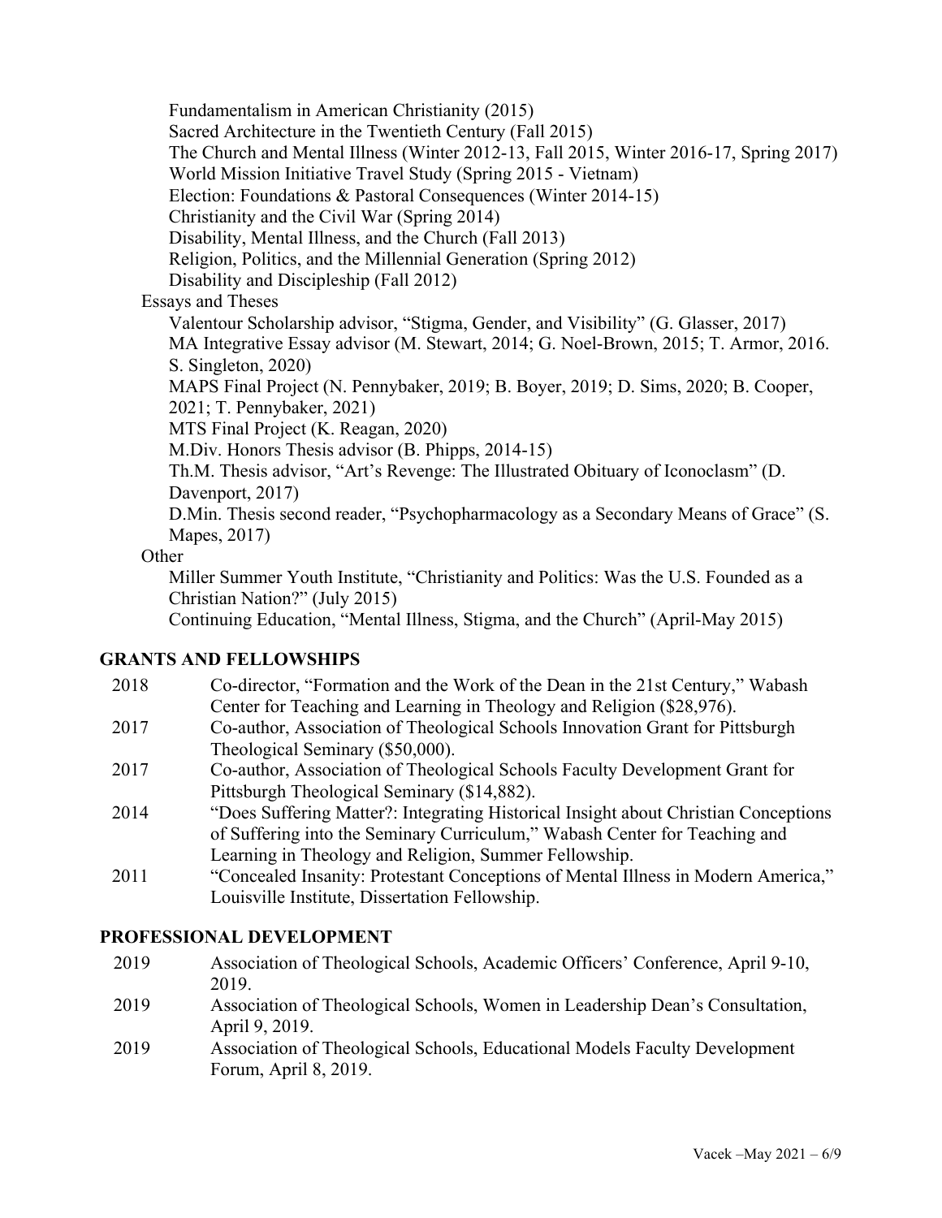Fundamentalism in American Christianity (2015)
Sacred Architecture in the Twentieth Century (Fall 2015)
The Church and Mental Illness (Winter 2012-13, Fall 2015, Winter 2016-17, Spring 2017)
World Mission Initiative Travel Study (Spring 2015 - Vietnam)
Election: Foundations & Pastoral Consequences (Winter 2014-15)
Christianity and the Civil War (Spring 2014)
Disability, Mental Illness, and the Church (Fall 2013)
Religion, Politics, and the Millennial Generation (Spring 2012)
Disability and Discipleship (Fall 2012)

Essays and Theses

Valentour Scholarship advisor, "Stigma, Gender, and Visibility" (G. Glasser, 2017)
MA Integrative Essay advisor (M. Stewart, 2014; G. Noel-Brown, 2015; T. Armor, 2016. S. Singleton, 2020)
MAPS Final Project (N. Pennybaker, 2019; B. Boyer, 2019; D. Sims, 2020; B. Cooper, 2021; T. Pennybaker, 2021)
MTS Final Project (K. Reagan, 2020)
M.Div. Honors Thesis advisor (B. Phipps, 2014-15)
Th.M. Thesis advisor, "Art's Revenge: The Illustrated Obituary of Iconoclasm" (D. Davenport, 2017)
D.Min. Thesis second reader, "Psychopharmacology as a Secondary Means of Grace" (S. Mapes, 2017)

Other

Miller Summer Youth Institute, "Christianity and Politics: Was the U.S. Founded as a Christian Nation?" (July 2015)
Continuing Education, "Mental Illness, Stigma, and the Church" (April-May 2015)

## GRANTS AND FELLOWSHIPS

2018 Co-director, "Formation and the Work of the Dean in the 21st Century," Wabash Center for Teaching and Learning in Theology and Religion ($28,976).

2017 Co-author, Association of Theological Schools Innovation Grant for Pittsburgh Theological Seminary ($50,000).

2017 Co-author, Association of Theological Schools Faculty Development Grant for Pittsburgh Theological Seminary ($14,882).

2014 "Does Suffering Matter?: Integrating Historical Insight about Christian Conceptions of Suffering into the Seminary Curriculum," Wabash Center for Teaching and Learning in Theology and Religion, Summer Fellowship.

2011 "Concealed Insanity: Protestant Conceptions of Mental Illness in Modern America," Louisville Institute, Dissertation Fellowship.

## PROFESSIONAL DEVELOPMENT

2019 Association of Theological Schools, Academic Officers' Conference, April 9-10, 2019.

2019 Association of Theological Schools, Women in Leadership Dean's Consultation, April 9, 2019.

2019 Association of Theological Schools, Educational Models Faculty Development Forum, April 8, 2019.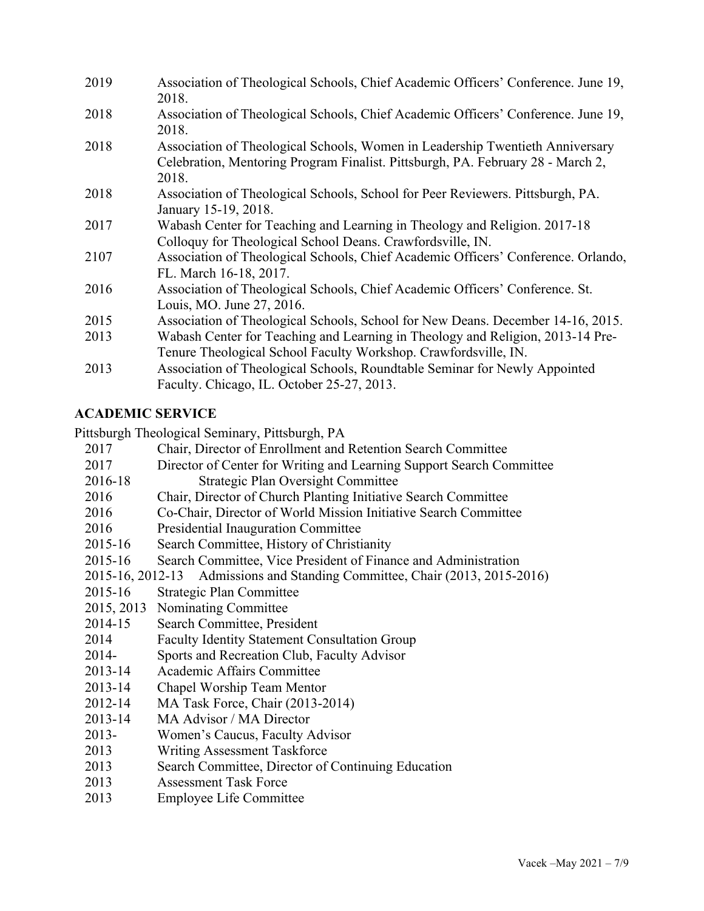2019 Association of Theological Schools, Chief Academic Officers' Conference. June 19, 2018.

2018 Association of Theological Schools, Chief Academic Officers' Conference. June 19, 2018.

2018 Association of Theological Schools, Women in Leadership Twentieth Anniversary Celebration, Mentoring Program Finalist. Pittsburgh, PA. February 28 - March 2, 2018.

2018 Association of Theological Schools, School for Peer Reviewers. Pittsburgh, PA. January 15-19, 2018.

2017 Wabash Center for Teaching and Learning in Theology and Religion. 2017-18 Colloquy for Theological School Deans. Crawfordsville, IN.

2107 Association of Theological Schools, Chief Academic Officers' Conference. Orlando, FL. March 16-18, 2017.

2016 Association of Theological Schools, Chief Academic Officers' Conference. St. Louis, MO. June 27, 2016.

2015 Association of Theological Schools, School for New Deans. December 14-16, 2015.

2013 Wabash Center for Teaching and Learning in Theology and Religion, 2013-14 Pre-Tenure Theological School Faculty Workshop. Crawfordsville, IN.

2013 Association of Theological Schools, Roundtable Seminar for Newly Appointed Faculty. Chicago, IL. October 25-27, 2013.

## ACADEMIC SERVICE

Pittsburgh Theological Seminary, Pittsburgh, PA

- 2017 Chair, Director of Enrollment and Retention Search Committee
- 2017 Director of Center for Writing and Learning Support Search Committee
- 2016-18 Strategic Plan Oversight Committee
- 2016 Chair, Director of Church Planting Initiative Search Committee
- 2016 Co-Chair, Director of World Mission Initiative Search Committee
- 2016 Presidential Inauguration Committee
- 2015-16 Search Committee, History of Christianity
- 2015-16 Search Committee, Vice President of Finance and Administration
- 2015-16, 2012-13 Admissions and Standing Committee, Chair (2013, 2015-2016)
- 2015-16 Strategic Plan Committee
- 2015, 2013 Nominating Committee
- 2014-15 Search Committee, President
- 2014 Faculty Identity Statement Consultation Group
- 2014- Sports and Recreation Club, Faculty Advisor
- 2013-14 Academic Affairs Committee
- 2013-14 Chapel Worship Team Mentor
- 2012-14 MA Task Force, Chair (2013-2014)
- 2013-14 MA Advisor / MA Director
- 2013- Women's Caucus, Faculty Advisor
- 2013 Writing Assessment Taskforce
- 2013 Search Committee, Director of Continuing Education
- 2013 Assessment Task Force
- 2013 Employee Life Committee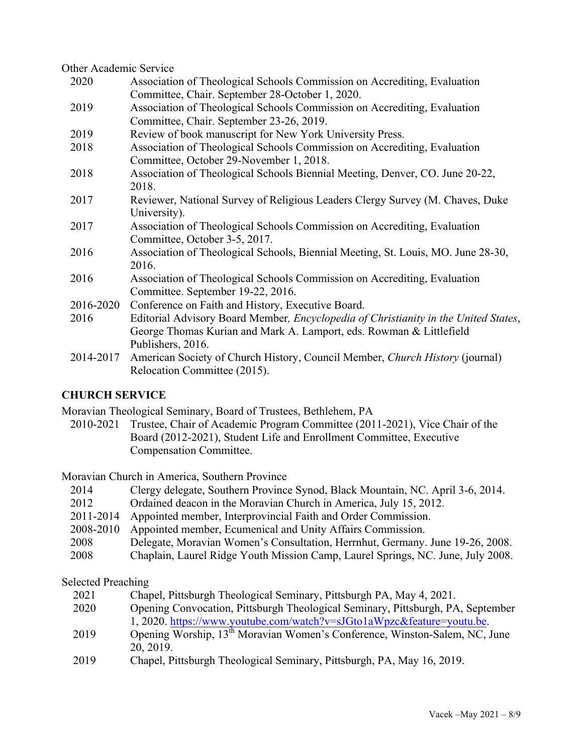Other Academic Service

- 2020 Association of Theological Schools Commission on Accrediting, Evaluation Committee, Chair. September 28-October 1, 2020.
- 2019 Association of Theological Schools Commission on Accrediting, Evaluation Committee, Chair. September 23-26, 2019.
- 2019 Review of book manuscript for New York University Press.
- 2018 Association of Theological Schools Commission on Accrediting, Evaluation Committee, October 29-November 1, 2018.
- 2018 Association of Theological Schools Biennial Meeting, Denver, CO. June 20-22, 2018.
- 2017 Reviewer, National Survey of Religious Leaders Clergy Survey (M. Chaves, Duke University).
- 2017 Association of Theological Schools Commission on Accrediting, Evaluation Committee, October 3-5, 2017.
- 2016 Association of Theological Schools, Biennial Meeting, St. Louis, MO. June 28-30, 2016.
- 2016 Association of Theological Schools Commission on Accrediting, Evaluation Committee. September 19-22, 2016.
- 2016-2020 Conference on Faith and History, Executive Board.
- 2016 Editorial Advisory Board Member*, Encyclopedia of Christianity in the United States*, George Thomas Kurian and Mark A. Lamport, eds. Rowman & Littlefield Publishers, 2016.
- 2014-2017 American Society of Church History, Council Member, *Church History* (journal) Relocation Committee (2015).

## CHURCH SERVICE

Moravian Theological Seminary, Board of Trustees, Bethlehem, PA

- 2010-2021 Trustee, Chair of Academic Program Committee (2011-2021), Vice Chair of the Board (2012-2021), Student Life and Enrollment Committee, Executive Compensation Committee.

Moravian Church in America, Southern Province

- 2014 Clergy delegate, Southern Province Synod, Black Mountain, NC. April 3-6, 2014.
- 2012 Ordained deacon in the Moravian Church in America, July 15, 2012.
- 2011-2014 Appointed member, Interprovincial Faith and Order Commission.
- 2008-2010 Appointed member, Ecumenical and Unity Affairs Commission.
- 2008 Delegate, Moravian Women's Consultation, Herrnhut, Germany. June 19-26, 2008.
- 2008 Chaplain, Laurel Ridge Youth Mission Camp, Laurel Springs, NC. June, July 2008.

Selected Preaching

- 2021 Chapel, Pittsburgh Theological Seminary, Pittsburgh PA, May 4, 2021.
- 2020 Opening Convocation, Pittsburgh Theological Seminary, Pittsburgh, PA, September 1, 2020. https://www.youtube.com/watch?v=sJGto1aWpzc&feature=youtu.be.
- 2019 Opening Worship, 13th Moravian Women's Conference, Winston-Salem, NC, June 20, 2019.
- 2019 Chapel, Pittsburgh Theological Seminary, Pittsburgh, PA, May 16, 2019.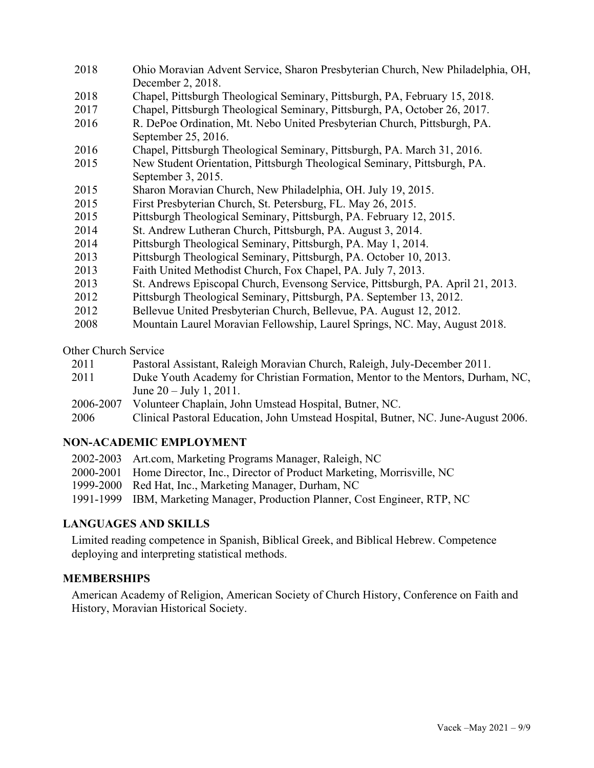| | |
|---|---|
| 2018 | Ohio Moravian Advent Service, Sharon Presbyterian Church, New Philadelphia, OH, December 2, 2018. |
| 2018 | Chapel, Pittsburgh Theological Seminary, Pittsburgh, PA, February 15, 2018. |
| 2017 | Chapel, Pittsburgh Theological Seminary, Pittsburgh, PA, October 26, 2017. |
| 2016 | R. DePoe Ordination, Mt. Nebo United Presbyterian Church, Pittsburgh, PA. September 25, 2016. |
| 2016 | Chapel, Pittsburgh Theological Seminary, Pittsburgh, PA. March 31, 2016. |
| 2015 | New Student Orientation, Pittsburgh Theological Seminary, Pittsburgh, PA. September 3, 2015. |
| 2015 | Sharon Moravian Church, New Philadelphia, OH. July 19, 2015. |
| 2015 | First Presbyterian Church, St. Petersburg, FL. May 26, 2015. |
| 2015 | Pittsburgh Theological Seminary, Pittsburgh, PA. February 12, 2015. |
| 2014 | St. Andrew Lutheran Church, Pittsburgh, PA. August 3, 2014. |
| 2014 | Pittsburgh Theological Seminary, Pittsburgh, PA. May 1, 2014. |
| 2013 | Pittsburgh Theological Seminary, Pittsburgh, PA. October 10, 2013. |
| 2013 | Faith United Methodist Church, Fox Chapel, PA. July 7, 2013. |
| 2013 | St. Andrews Episcopal Church, Evensong Service, Pittsburgh, PA. April 21, 2013. |
| 2012 | Pittsburgh Theological Seminary, Pittsburgh, PA. September 13, 2012. |
| 2012 | Bellevue United Presbyterian Church, Bellevue, PA. August 12, 2012. |
| 2008 | Mountain Laurel Moravian Fellowship, Laurel Springs, NC. May, August 2018. |

Other Church Service

| | |
|---|---|
| 2011 | Pastoral Assistant, Raleigh Moravian Church, Raleigh, July-December 2011. |
| 2011 | Duke Youth Academy for Christian Formation, Mentor to the Mentors, Durham, NC, June 20 – July 1, 2011. |
| 2006-2007 | Volunteer Chaplain, John Umstead Hospital, Butner, NC. |
| 2006 | Clinical Pastoral Education, John Umstead Hospital, Butner, NC. June-August 2006. |

## NON-ACADEMIC EMPLOYMENT

| | |
|---|---|
| 2002-2003 | Art.com, Marketing Programs Manager, Raleigh, NC |
| 2000-2001 | Home Director, Inc., Director of Product Marketing, Morrisville, NC |
| 1999-2000 | Red Hat, Inc., Marketing Manager, Durham, NC |
| 1991-1999 | IBM, Marketing Manager, Production Planner, Cost Engineer, RTP, NC |

## LANGUAGES AND SKILLS

Limited reading competence in Spanish, Biblical Greek, and Biblical Hebrew. Competence deploying and interpreting statistical methods.

## MEMBERSHIPS

American Academy of Religion, American Society of Church History, Conference on Faith and History, Moravian Historical Society.